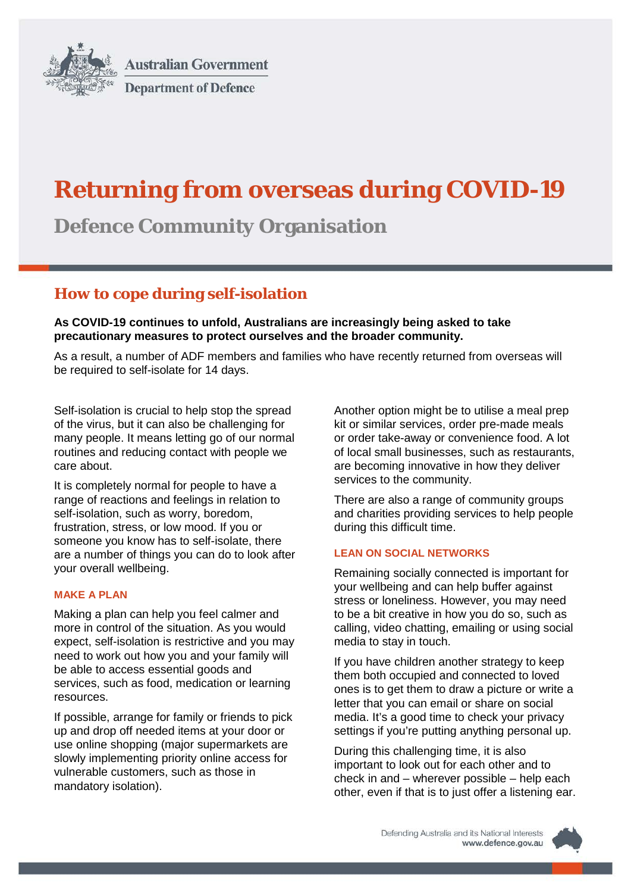Australian Government

Department of Defence

# Returning from overseas during COVID-19

## Defence Community Organisation

## How to cope during self-isolation

**As COVID-19 continues to unfold, Australians are increasingly being asked to take precautionary measures to protect ourselves and the broader community.**

As a result, a number of ADF members and families who have recently returned from overseas will be required to self-isolate for 14 days.

Self-isolation is crucial to help stop the spread of the virus, but it can also be challenging for many people. It means letting go of our normal routines and reducing contact with people we care about.

It is completely normal for people to have a range of reactions and feelings in relation to self-isolation, such as worry, boredom, frustration, stress, or low mood. If you or someone you know has to self-isolate, there are a number of things you can do to look after your overall wellbeing.

### MAKE A PLAN

Making a plan can help you feel calmer and more in control of the situation. As you would expect, self-isolation is restrictive and you may need to work out how you and your family will be able to access essential goods and services, such as food, medication or learning resources.

If possible, arrange for family or friends to pick up and drop off needed items at your door or use online shopping (major supermarkets are slowly implementing priority online access for vulnerable customers, such as those in mandatory isolation).

Another option might be to utilise a meal prep kit or similar services, order pre-made meals or order take-away or convenience food. A lot of local small businesses, such as restaurants, are becoming innovative in how they deliver services to the community.

There are also a range of community groups and charities providing services to help people during this difficult time.

### LEAN ON SOCIAL NETWORKS

Remaining socially connected is important for your wellbeing and can help buffer against stress or loneliness. However, you may need to be a bit creative in how you do so, such as calling, video chatting, emailing or using social media to stay in touch.

If you have children another strategy to keep them both occupied and connected to loved ones is to get them to draw a picture or write a letter that you can email or share on social media. It's a good time to check your privacy settings if you're putting anything personal up.

During this challenging time, it is also important to look out for each other and to check in and – wherever possible – help each other, even if that is to just offer a listening ear.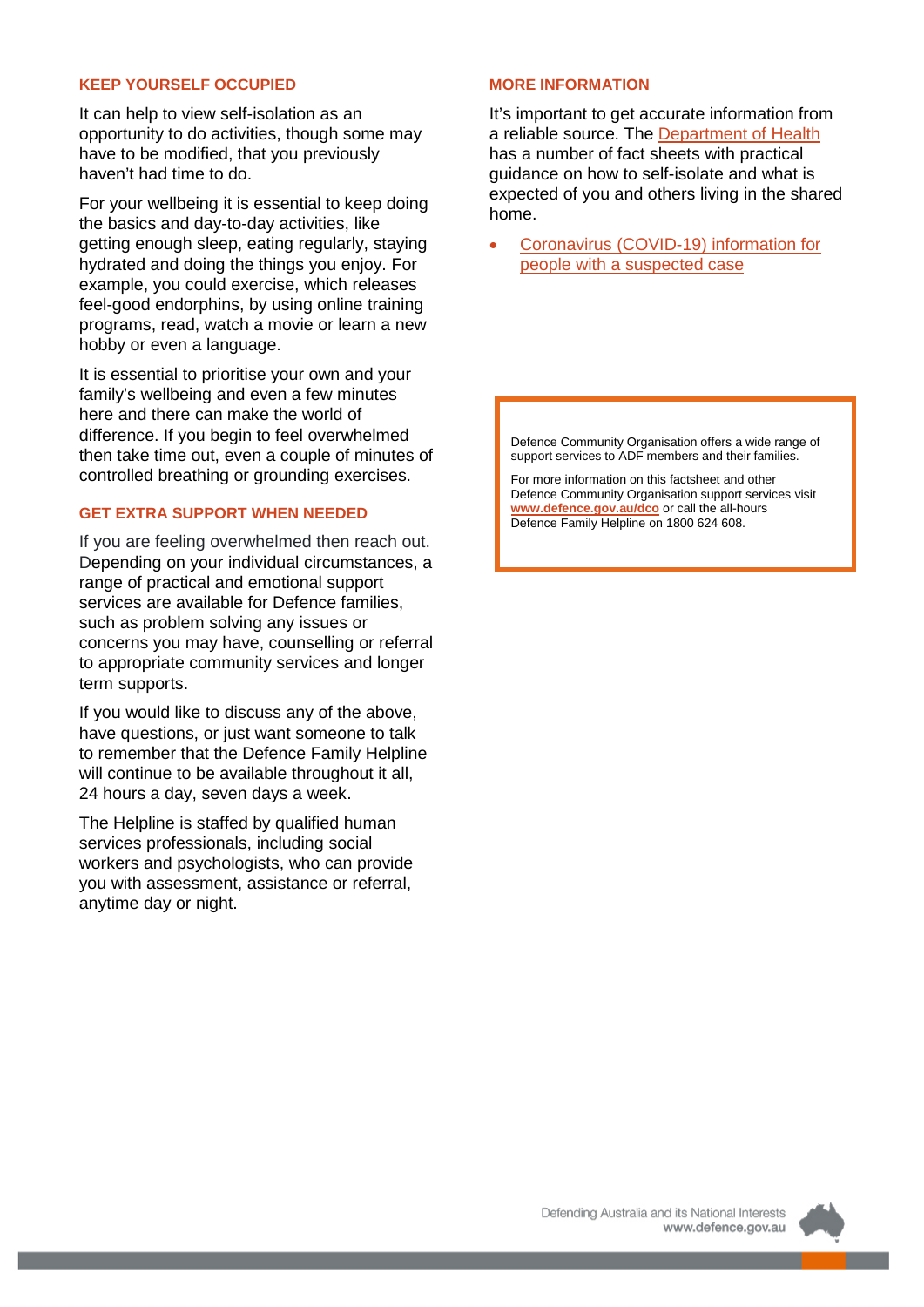## KEEP YOURSELF OCCUPIED

It can help to view self-isolation as an opportunity to do activities, though some may have to be modified, that you previously haven't had time to do.

For your wellbeing it is essential to keep doing the basics and day-to-day activities, like getting enough sleep, eating regularly, staying hydrated and doing the things you enjoy. For example, you could exercise, which releases feel-good endorphins, by using online training programs, read, watch a movie or learn a new hobby or even a language.

It is essential to prioritise your own and your family's wellbeing and even a few minutes here and there can make the world of difference. If you begin to feel overwhelmed then take time out, even a couple of minutes of controlled breathing or grounding exercises.

## GET EXTRA SUPPORT WHEN NEEDED

If you are feeling overwhelmed then reach out. Depending on your individual circumstances, a range of practical and emotional support services are available for Defence families, such as problem solving any issues or concerns you may have, counselling or referral to appropriate community services and longer term supports.

If you would like to discuss any of the above, have questions, or just want someone to talk to remember that the Defence Family Helpline will continue to be available throughout it all, 24 hours a day, seven days a week.

The Helpline is staffed by qualified human services professionals, including social workers and psychologists, who can provide you with assessment, assistance or referral, anytime day or night.

## MORE INFORMATION

It's important to get accurate information from a reliable source. The Department of Health has a number of fact sheets with practical guidance on how to self-isolate and what is expected of you and others living in the shared home.

- Coronavirus (COVID-19) information for people with a suspected case

Defence Community Organisation offers a wide range of support services to ADF members and their families.

For more information on this factsheet and other Defence Community Organisation support services visit **www.defence.gov.au/dco** or call the all-hours Defence Family Helpline on 1800 624 608.